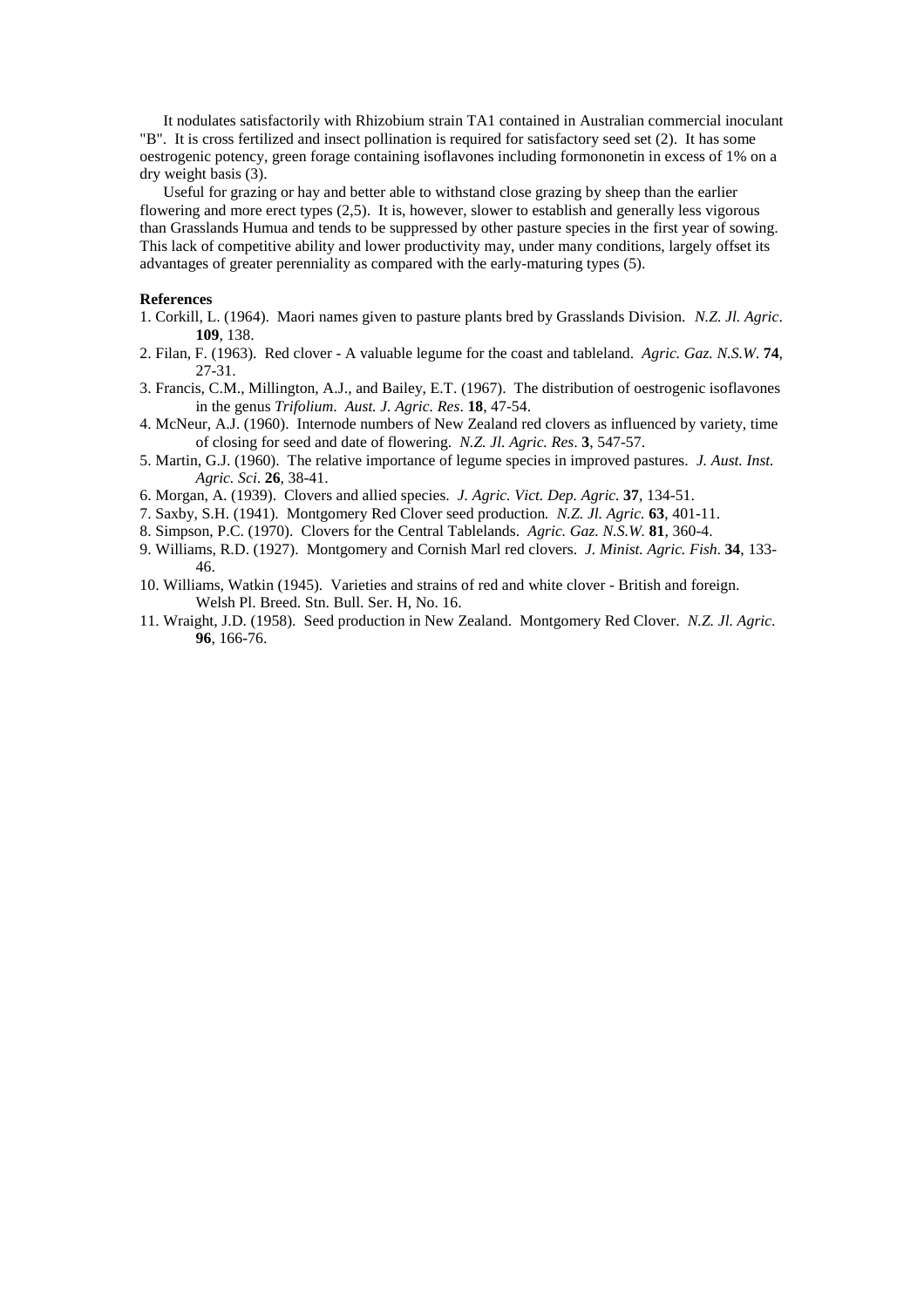It nodulates satisfactorily with Rhizobium strain TA1 contained in Australian commercial inoculant "B". It is cross fertilized and insect pollination is required for satisfactory seed set (2). It has some oestrogenic potency, green forage containing isoflavones including formononetin in excess of 1% on a dry weight basis (3).

Useful for grazing or hay and better able to withstand close grazing by sheep than the earlier flowering and more erect types (2,5). It is, however, slower to establish and generally less vigorous than Grasslands Humua and tends to be suppressed by other pasture species in the first year of sowing. This lack of competitive ability and lower productivity may, under many conditions, largely offset its advantages of greater perenniality as compared with the early-maturing types (5).

**References**

1. Corkill, L. (1964). Maori names given to pasture plants bred by Grasslands Division. *N.Z. Jl. Agric*. **109**, 138.
2. Filan, F. (1963). Red clover - A valuable legume for the coast and tableland. *Agric. Gaz. N.S.W*. **74**, 27-31.
3. Francis, C.M., Millington, A.J., and Bailey, E.T. (1967). The distribution of oestrogenic isoflavones in the genus *Trifolium*. *Aust. J. Agric. Res*. **18**, 47-54.
4. McNeur, A.J. (1960). Internode numbers of New Zealand red clovers as influenced by variety, time of closing for seed and date of flowering. *N.Z. Jl. Agric. Res*. **3**, 547-57.
5. Martin, G.J. (1960). The relative importance of legume species in improved pastures. *J. Aust. Inst. Agric. Sci*. **26**, 38-41.
6. Morgan, A. (1939). Clovers and allied species. *J. Agric. Vict. Dep. Agric.* **37**, 134-51.
7. Saxby, S.H. (1941). Montgomery Red Clover seed production*.* *N.Z. Jl. Agric.* **63**, 401-11.
8. Simpson, P.C. (1970). Clovers for the Central Tablelands. *Agric. Gaz. N.S.W.* **81**, 360-4.
9. Williams, R.D. (1927). Montgomery and Cornish Marl red clovers. *J. Minist. Agric. Fish.* **34**, 133-46.
10. Williams, Watkin (1945). Varieties and strains of red and white clover - British and foreign. Welsh Pl. Breed. Stn. Bull. Ser. H, No. 16.
11. Wraight, J.D. (1958). Seed production in New Zealand. Montgomery Red Clover. *N.Z. Jl. Agric.* **96**, 166-76.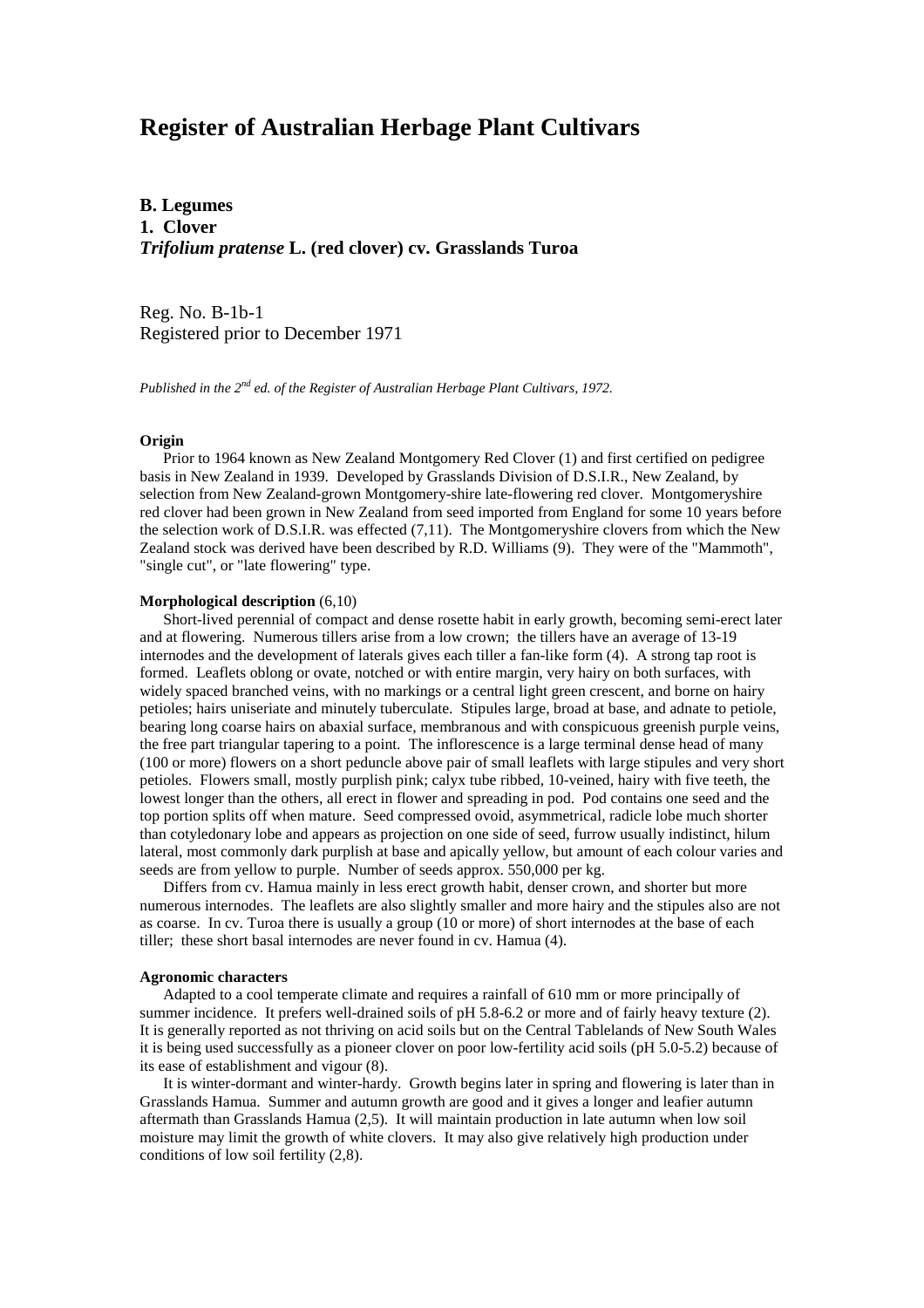# Register of Australian Herbage Plant Cultivars

**B. Legumes**
**1. Clover**
***Trifolium pratense* L. (red clover) cv. Grasslands Turoa**

Reg. No. B-1b-1
Registered prior to December 1971

*Published in the 2nd ed. of the Register of Australian Herbage Plant Cultivars, 1972.*

**Origin**

Prior to 1964 known as New Zealand Montgomery Red Clover (1) and first certified on pedigree basis in New Zealand in 1939. Developed by Grasslands Division of D.S.I.R., New Zealand, by selection from New Zealand-grown Montgomery-shire late-flowering red clover. Montgomeryshire red clover had been grown in New Zealand from seed imported from England for some 10 years before the selection work of D.S.I.R. was effected (7,11). The Montgomeryshire clovers from which the New Zealand stock was derived have been described by R.D. Williams (9). They were of the "Mammoth", "single cut", or "late flowering" type.

**Morphological description** (6,10)

Short-lived perennial of compact and dense rosette habit in early growth, becoming semi-erect later and at flowering. Numerous tillers arise from a low crown; the tillers have an average of 13-19 internodes and the development of laterals gives each tiller a fan-like form (4). A strong tap root is formed. Leaflets oblong or ovate, notched or with entire margin, very hairy on both surfaces, with widely spaced branched veins, with no markings or a central light green crescent, and borne on hairy petioles; hairs uniseriate and minutely tuberculate. Stipules large, broad at base, and adnate to petiole, bearing long coarse hairs on abaxial surface, membranous and with conspicuous greenish purple veins, the free part triangular tapering to a point. The inflorescence is a large terminal dense head of many (100 or more) flowers on a short peduncle above pair of small leaflets with large stipules and very short petioles. Flowers small, mostly purplish pink; calyx tube ribbed, 10-veined, hairy with five teeth, the lowest longer than the others, all erect in flower and spreading in pod. Pod contains one seed and the top portion splits off when mature. Seed compressed ovoid, asymmetrical, radicle lobe much shorter than cotyledonary lobe and appears as projection on one side of seed, furrow usually indistinct, hilum lateral, most commonly dark purplish at base and apically yellow, but amount of each colour varies and seeds are from yellow to purple. Number of seeds approx. 550,000 per kg.

Differs from cv. Hamua mainly in less erect growth habit, denser crown, and shorter but more numerous internodes. The leaflets are also slightly smaller and more hairy and the stipules also are not as coarse. In cv. Turoa there is usually a group (10 or more) of short internodes at the base of each tiller; these short basal internodes are never found in cv. Hamua (4).

**Agronomic characters**

Adapted to a cool temperate climate and requires a rainfall of 610 mm or more principally of summer incidence. It prefers well-drained soils of pH 5.8-6.2 or more and of fairly heavy texture (2). It is generally reported as not thriving on acid soils but on the Central Tablelands of New South Wales it is being used successfully as a pioneer clover on poor low-fertility acid soils (pH 5.0-5.2) because of its ease of establishment and vigour (8).

It is winter-dormant and winter-hardy. Growth begins later in spring and flowering is later than in Grasslands Hamua. Summer and autumn growth are good and it gives a longer and leafier autumn aftermath than Grasslands Hamua (2,5). It will maintain production in late autumn when low soil moisture may limit the growth of white clovers. It may also give relatively high production under conditions of low soil fertility (2,8).